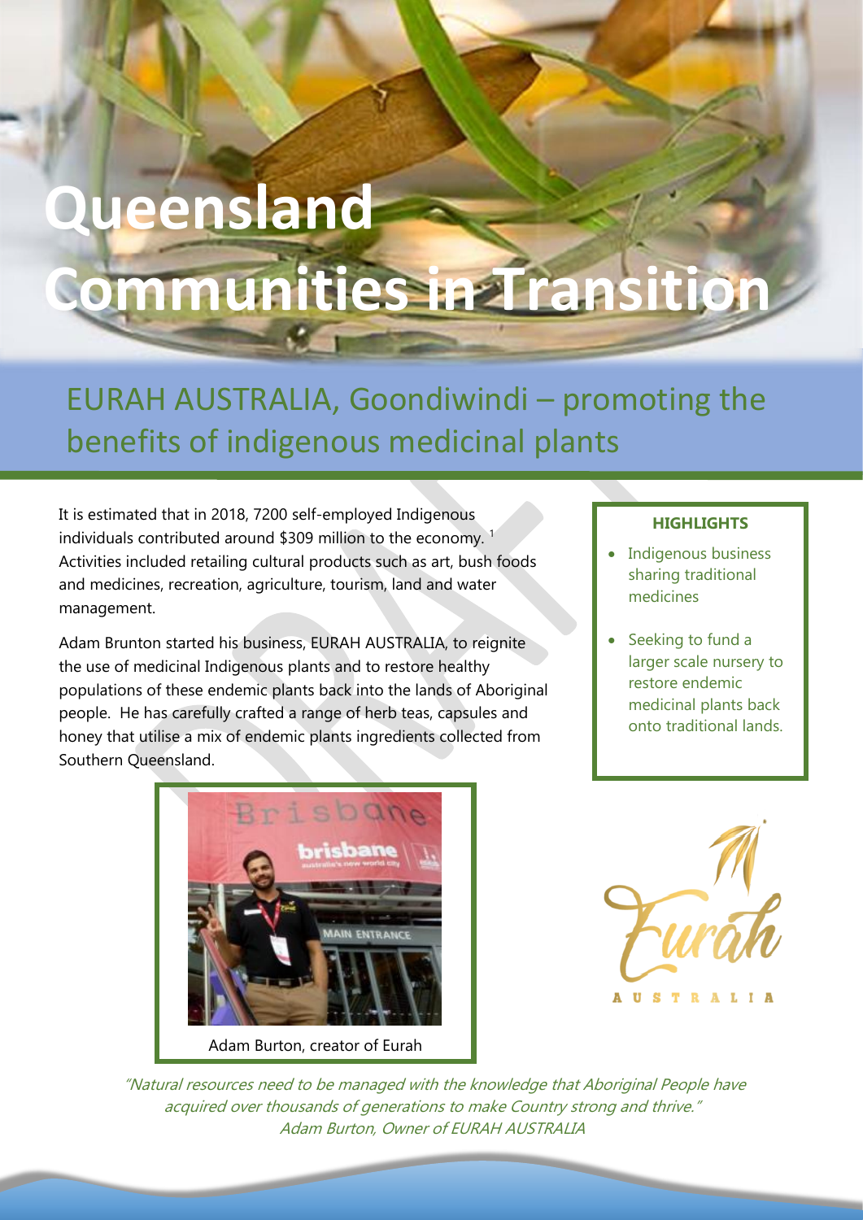# Queensland Communities in Transition

## EURAH AUSTRALIA, Goondiwindi – promoting the benefits of indigenous medicinal plants

It is estimated that in 2018, 7200 self-employed Indigenous individuals contributed around $309 million to the economy. [1] Activities included retailing cultural products such as art, bush foods and medicines, recreation, agriculture, tourism, land and water management.

Adam Brunton started his business, EURAH AUSTRALIA, to reignite the use of medicinal Indigenous plants and to restore healthy populations of these endemic plants back into the lands of Aboriginal people. He has carefully crafted a range of herb teas, capsules and honey that utilise a mix of endemic plants ingredients collected from Southern Queensland.

**HIGHLIGHTS**

- Indigenous business sharing traditional medicines
- Seeking to fund a larger scale nursery to restore endemic medicinal plants back onto traditional lands.

Adam Burton, creator of Eurah

*"Natural resources need to be managed with the knowledge that Aboriginal People have acquired over thousands of generations to make Country strong and thrive."*
*Adam Burton, Owner of EURAH AUSTRALIA*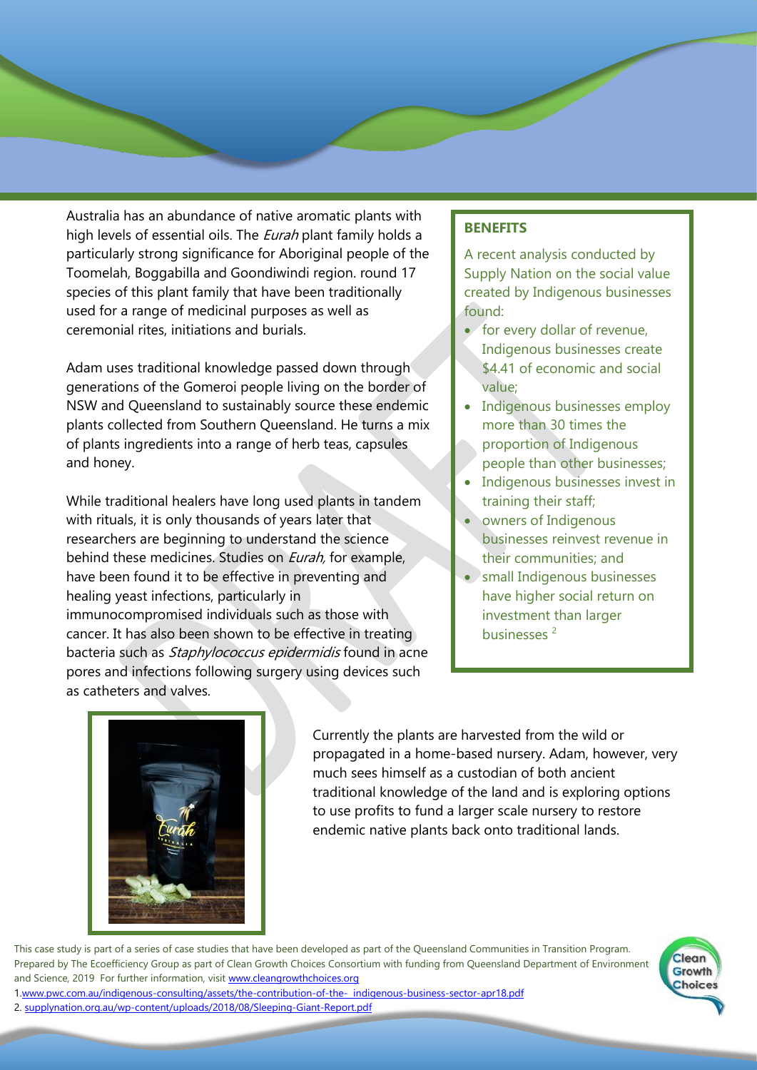Australia has an abundance of native aromatic plants with high levels of essential oils. The *Eurah* plant family holds a particularly strong significance for Aboriginal people of the Toomelah, Boggabilla and Goondiwindi region. round 17 species of this plant family that have been traditionally used for a range of medicinal purposes as well as ceremonial rites, initiations and burials.

Adam uses traditional knowledge passed down through generations of the Gomeroi people living on the border of NSW and Queensland to sustainably source these endemic plants collected from Southern Queensland. He turns a mix of plants ingredients into a range of herb teas, capsules and honey.

While traditional healers have long used plants in tandem with rituals, it is only thousands of years later that researchers are beginning to understand the science behind these medicines. Studies on *Eurah,* for example, have been found it to be effective in preventing and healing yeast infections, particularly in immunocompromised individuals such as those with cancer. It has also been shown to be effective in treating bacteria such as *Staphylococcus epidermidis* found in acne pores and infections following surgery using devices such as catheters and valves.

**BENEFITS**

A recent analysis conducted by Supply Nation on the social value created by Indigenous businesses found:

- for every dollar of revenue, Indigenous businesses create $4.41 of economic and social value;
- Indigenous businesses employ more than 30 times the proportion of Indigenous people than other businesses;
- Indigenous businesses invest in training their staff;
- owners of Indigenous businesses reinvest revenue in their communities; and
- small Indigenous businesses have higher social return on investment than larger businesses [2]

Currently the plants are harvested from the wild or propagated in a home-based nursery. Adam, however, very much sees himself as a custodian of both ancient traditional knowledge of the land and is exploring options to use profits to fund a larger scale nursery to restore endemic native plants back onto traditional lands.

This case study is part of a series of case studies that have been developed as part of the Queensland Communities in Transition Program. Prepared by The Ecoefficiency Group as part of Clean Growth Choices Consortium with funding from Queensland Department of Environment and Science, 2019 For further information, visit www.cleangrowthchoices.org

1.www.pwc.com.au/indigenous-consulting/assets/the-contribution-of-the- indigenous-business-sector-apr18.pdf

2. supplynation.org.au/wp-content/uploads/2018/08/Sleeping-Giant-Report.pdf